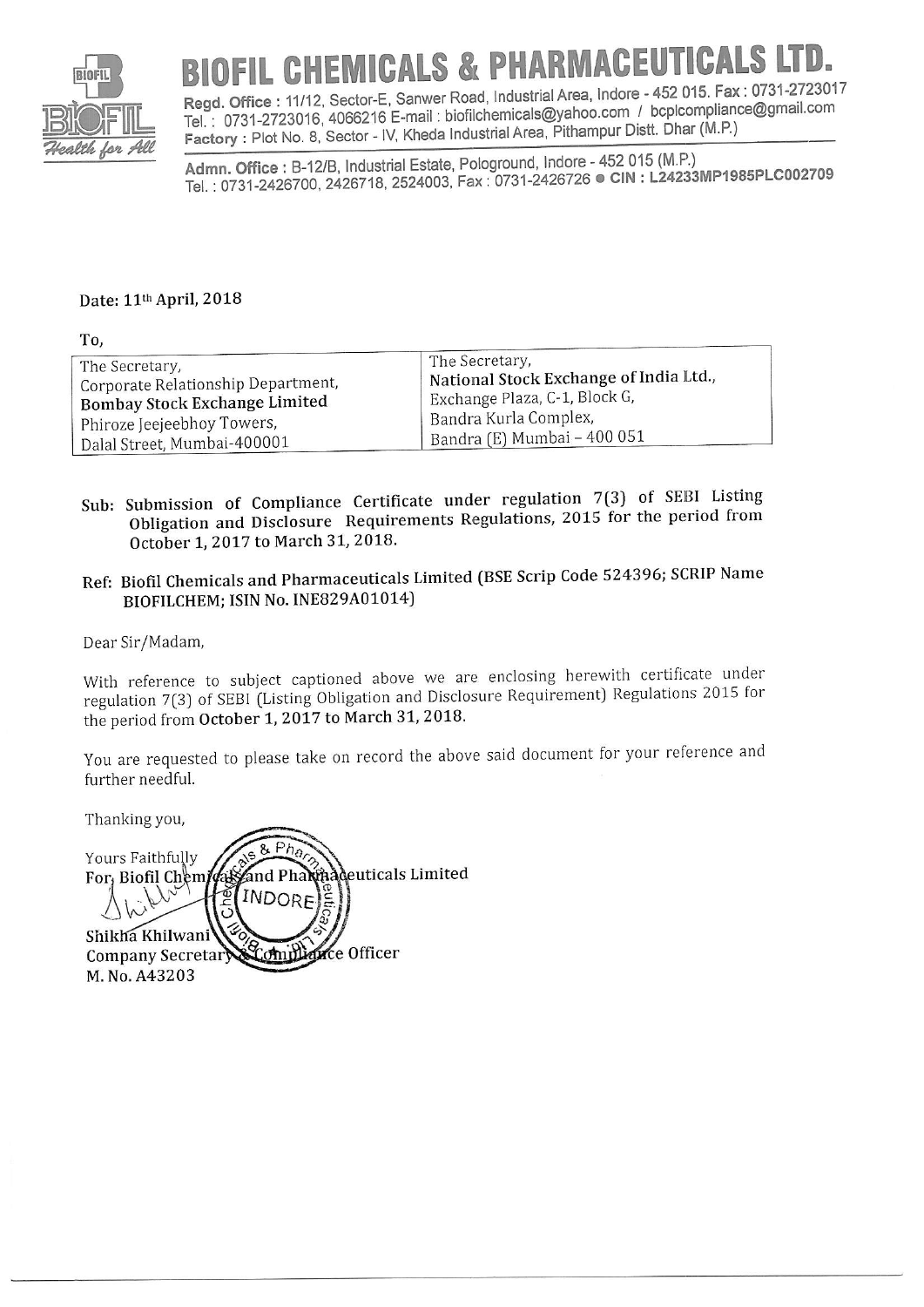# BIOFIL CHEMICALS & PHARMACEUTICALS LTD.

Regd. Office : 11/12, Sector-E, Sanwer Road, Industrial Area, Indore - 452 015. Fax : 0731-2723017
Tel. : 0731-2723016, 4066216 E-mail : biofilchemicals@yahoo.com / bcplcompliance@gmail.com
Factory : Plot No. 8, Sector - IV, Kheda Industrial Area, Pithampur Distt. Dhar (M.P.)

Admn. Office : B-12/B, Industrial Estate, Pologround, Indore - 452 015 (M.P.)
Tel. : 0731-2426700, 2426718, 2524003, Fax : 0731-2426726 ● CIN : L24233MP1985PLC002709

Date: 11th April, 2018

To,

| The Secretary, Corporate Relationship Department, **Bombay Stock Exchange Limited** Phiroze Jeejeebhoy Towers, Dalal Street, Mumbai-400001 | The Secretary, **National Stock Exchange of India Ltd.,** Exchange Plaza, C-1, Block G, Bandra Kurla Complex, Bandra (E) Mumbai – 400 051 |
|---|---|

**Sub: Submission of Compliance Certificate under regulation 7(3) of SEBI Listing Obligation and Disclosure Requirements Regulations, 2015 for the period from October 1, 2017 to March 31, 2018.**

**Ref: Biofil Chemicals and Pharmaceuticals Limited (BSE Scrip Code 524396; SCRIP Name BIOFILCHEM; ISIN No. INE829A01014)**

Dear Sir/Madam,

With reference to subject captioned above we are enclosing herewith certificate under regulation 7(3) of SEBI (Listing Obligation and Disclosure Requirement) Regulations 2015 for the period from **October 1, 2017 to March 31, 2018.**

You are requested to please take on record the above said document for your reference and further needful.

Thanking you,

Yours Faithfully
**For, Biofil Chemicals and Pharmaceuticals Limited**

**Shikha Khilwani**
**Company Secretary & Compliance Officer**
**M. No. A43203**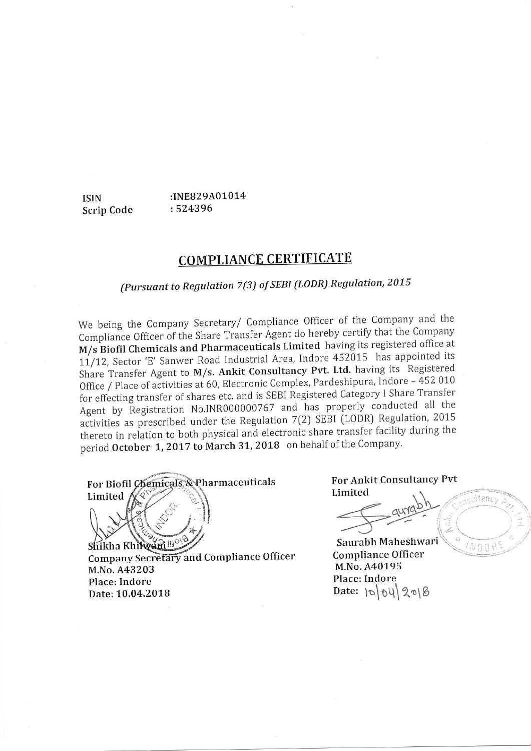ISIN :INE829A01014
Scrip Code : 524396

## COMPLIANCE CERTIFICATE

*(Pursuant to Regulation 7(3) of SEBI (LODR) Regulation, 2015*

We being the Company Secretary/ Compliance Officer of the Company and the Compliance Officer of the Share Transfer Agent do hereby certify that the Company **M/s Biofil Chemicals and Pharmaceuticals Limited** having its registered office at 11/12, Sector 'E' Sanwer Road Industrial Area, Indore 452015 has appointed its Share Transfer Agent to **M/s. Ankit Consultancy Pvt. Ltd.** having its Registered Office / Place of activities at 60, Electronic Complex, Pardeshipura, Indore - 452 010 for effecting transfer of shares etc. and is SEBI Registered Category I Share Transfer Agent by Registration No.INR000000767 and has properly conducted all the activities as prescribed under the Regulation 7(2) SEBI (LODR) Regulation, 2015 thereto in relation to both physical and electronic share transfer facility during the period **October 1, 2017 to March 31, 2018** on behalf of the Company.

For Biofil Chemicals & Pharmaceuticals Limited

Shikha Khilwani
Company Secretary and Compliance Officer
M.No. A43203
Place: Indore
Date: 10.04.2018

For Ankit Consultancy Pvt Limited

Saurabh Maheshwari
Compliance Officer
M.No. A40195
Place: Indore
Date: 10/04/2018